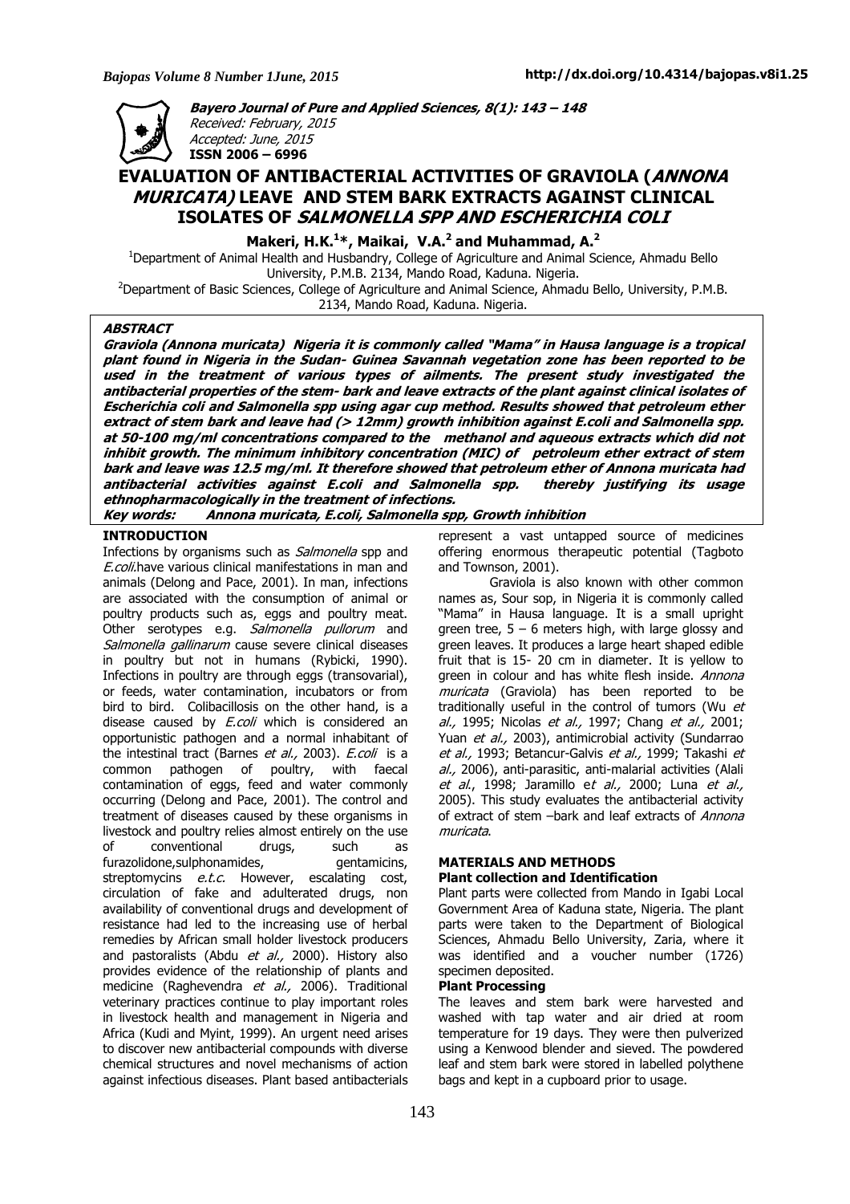**Bayero Journal of Pure and Applied Sciences, 8(1): 143 – 148**
*Received: February, 2015*
*Accepted: June, 2015*
**ISSN 2006 – 6996**

# EVALUATION OF ANTIBACTERIAL ACTIVITIES OF GRAVIOLA (*ANNONA MURICATA)* LEAVE AND STEM BARK EXTRACTS AGAINST CLINICAL ISOLATES OF *SALMONELLA SPP AND ESCHERICHIA COLI*

**Makeri, H.K.[1]*, Maikai, V.A.[2] and Muhammad, A.[2]**

[1]Department of Animal Health and Husbandry, College of Agriculture and Animal Science, Ahmadu Bello University, P.M.B. 2134, Mando Road, Kaduna. Nigeria.
[2]Department of Basic Sciences, College of Agriculture and Animal Science, Ahmadu Bello, University, P.M.B. 2134, Mando Road, Kaduna. Nigeria.

## ABSTRACT

***Graviola (Annona muricata) Nigeria it is commonly called "Mama" in Hausa language is a tropical plant found in Nigeria in the Sudan- Guinea Savannah vegetation zone has been reported to be used in the treatment of various types of ailments. The present study investigated the antibacterial properties of the stem- bark and leave extracts of the plant against clinical isolates ether of Escherichia coli and Salmonella spp using agar cup method. Results showed that petroleum ether extract of stem bark and leave had (> 12mm) growth inhibition against E.coli and Salmonella spp. at 50-100 mg/ml concentrations compared to the methanol and aqueous extracts which did not inhibit growth. The minimum inhibitory concentration (MIC) of petroleum ether extract of stem bark and leave was 12.5 mg/ml. It therefore showed that petroleum ether of Annona muricata had antibacterial activities against E.coli and Salmonella spp. thereby justifying its usage ethnopharmacologically in the treatment of infections.***

***Key words: Annona muricata, E.coli, Salmonella spp, Growth inhibition***

## INTRODUCTION

Infections by organisms such as *Salmonella* spp and *E.coli.*have various clinical manifestations in man and animals (Delong and Pace, 2001). In man, infections are associated with the consumption of animal or poultry products such as, eggs and poultry meat. Other serotypes e.g. *Salmonella pullorum* and *Salmonella gallinarum* cause severe clinical diseases in poultry but not in humans (Rybicki, 1990). Infections in poultry are through eggs (transovarial), or feeds, water contamination, incubators or from bird to bird. Colibacillosis on the other hand, is a disease caused by *E.coli* which is considered an opportunistic pathogen and a normal inhabitant of the intestinal tract (Barnes *et al.,* 2003). *E.coli* is a common pathogen of poultry, with faecal contamination of eggs, feed and water commonly occurring (Delong and Pace, 2001). The control and treatment of diseases caused by these organisms in livestock and poultry relies almost entirely on the use of conventional drugs, such as furazolidone,sulphonamides, gentamicins, streptomycins *e.t.c.* However, escalating cost, circulation of fake and adulterated drugs, non availability of conventional drugs and development of resistance had led to the increasing use of herbal remedies by African small holder livestock producers and pastoralists (Abdu *et al.,* 2000). History also provides evidence of the relationship of plants and medicine (Raghevendra *et al.,* 2006). Traditional veterinary practices continue to play important roles in livestock health and management in Nigeria and Africa (Kudi and Myint, 1999). An urgent need arises to discover new antibacterial compounds with diverse chemical structures and novel mechanisms of action against infectious diseases. Plant based antibacterials represent a vast untapped source of medicines offering enormous therapeutic potential (Tagboto and Townson, 2001).

Graviola is also known with other common names as, Sour sop, in Nigeria it is commonly called "Mama" in Hausa language. It is a small upright green tree, 5 – 6 meters high, with large glossy and green leaves. It produces a large heart shaped edible fruit that is 15- 20 cm in diameter. It is yellow to green in colour and has white flesh inside. *Annona muricata* (Graviola) has been reported to be traditionally useful in the control of tumors (Wu *et al.,* 1995; Nicolas *et al.,* 1997; Chang *et al.,* 2001; Yuan *et al.,* 2003), antimicrobial activity (Sundarrao *et al.,* 1993; Betancur-Galvis *et al.,* 1999; Takashi *et al.,* 2006), anti-parasitic, anti-malarial activities (Alali *et al*., 1998; Jaramillo e*t al.,* 2000; Luna *et al.,* 2005). This study evaluates the antibacterial activity of extract of stem –bark and leaf extracts of *Annona muricata*.

## MATERIALS AND METHODS

### Plant collection and Identification

Plant parts were collected from Mando in Igabi Local Government Area of Kaduna state, Nigeria. The plant parts were taken to the Department of Biological Sciences, Ahmadu Bello University, Zaria, where it was identified and a voucher number (1726) specimen deposited.

### Plant Processing

The leaves and stem bark were harvested and washed with tap water and air dried at room temperature for 19 days. They were then pulverized using a Kenwood blender and sieved. The powdered leaf and stem bark were stored in labelled polythene bags and kept in a cupboard prior to usage.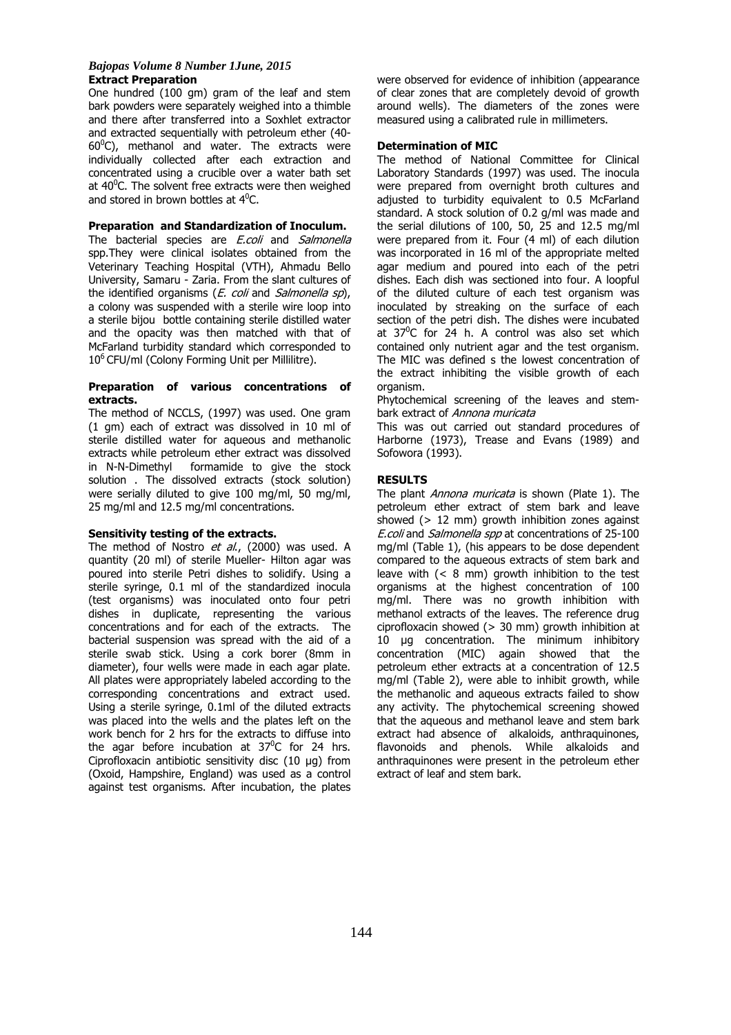### Extract Preparation

One hundred (100 gm) gram of the leaf and stem bark powders were separately weighed into a thimble and there after transferred into a Soxhlet extractor and extracted sequentially with petroleum ether (40-60$^0$C), methanol and water. The extracts were individually collected after each extraction and concentrated using a crucible over a water bath set at 40$^0$C. The solvent free extracts were then weighed and stored in brown bottles at 4$^0$C.

### Preparation and Standardization of Inoculum.

The bacterial species are *E.coli* and *Salmonella* spp.They were clinical isolates obtained from the Veterinary Teaching Hospital (VTH), Ahmadu Bello University, Samaru - Zaria. From the slant cultures of the identified organisms (*E. coli* and *Salmonella sp*), a colony was suspended with a sterile wire loop into a sterile bijou bottle containing sterile distilled water and the opacity was then matched with that of McFarland turbidity standard which corresponded to $10^6$ CFU/ml (Colony Forming Unit per Millilitre).

### Preparation of various concentrations of extracts.

The method of NCCLS, (1997) was used. One gram (1 gm) each of extract was dissolved in 10 ml of sterile distilled water for aqueous and methanolic extracts while petroleum ether extract was dissolved in N-N-Dimethyl formamide to give the stock solution . The dissolved extracts (stock solution) were serially diluted to give 100 mg/ml, 50 mg/ml, 25 mg/ml and 12.5 mg/ml concentrations.

### Sensitivity testing of the extracts.

The method of Nostro *et al.*, (2000) was used. A quantity (20 ml) of sterile Mueller- Hilton agar was poured into sterile Petri dishes to solidify. Using a sterile syringe, 0.1 ml of the standardized inocula (test organisms) was inoculated onto four petri dishes in duplicate, representing the various concentrations and for each of the extracts. The bacterial suspension was spread with the aid of a sterile swab stick. Using a cork borer (8mm in diameter), four wells were made in each agar plate. All plates were appropriately labeled according to the corresponding concentrations and extract used. Using a sterile syringe, 0.1ml of the diluted extracts was placed into the wells and the plates left on the work bench for 2 hrs for the extracts to diffuse into the agar before incubation at 37$^0$C for 24 hrs. Ciprofloxacin antibiotic sensitivity disc (10 µg) from (Oxoid, Hampshire, England) was used as a control against test organisms. After incubation, the plates were observed for evidence of inhibition (appearance of clear zones that are completely devoid of growth around wells). The diameters of the zones were measured using a calibrated rule in millimeters.

### Determination of MIC

The method of National Committee for Clinical Laboratory Standards (1997) was used. The inocula were prepared from overnight broth cultures and adjusted to turbidity equivalent to 0.5 McFarland standard. A stock solution of 0.2 g/ml was made and the serial dilutions of 100, 50, 25 and 12.5 mg/ml were prepared from it. Four (4 ml) of each dilution was incorporated in 16 ml of the appropriate melted agar medium and poured into each of the petri dishes. Each dish was sectioned into four. A loopful of the diluted culture of each test organism was inoculated by streaking on the surface of each section of the petri dish. The dishes were incubated at 37$^0$C for 24 h. A control was also set which contained only nutrient agar and the test organism. The MIC was defined s the lowest concentration of the extract inhibiting the visible growth of each organism.

Phytochemical screening of the leaves and stem-bark extract of *Annona muricata*

This was out carried out standard procedures of Harborne (1973), Trease and Evans (1989) and Sofowora (1993).

## RESULTS

The plant *Annona muricata* is shown (Plate 1). The petroleum ether extract of stem bark and leave showed (> 12 mm) growth inhibition zones against *E.coli* and *Salmonella spp* at concentrations of 25-100 mg/ml (Table 1), (his appears to be dose dependent compared to the aqueous extracts of stem bark and leave with (< 8 mm) growth inhibition to the test organisms at the highest concentration of 100 mg/ml. There was no growth inhibition with methanol extracts of the leaves. The reference drug ciprofloxacin showed (> 30 mm) growth inhibition at 10 µg concentration. The minimum inhibitory concentration (MIC) again showed that the petroleum ether extracts at a concentration of 12.5 mg/ml (Table 2), were able to inhibit growth, while the methanolic and aqueous extracts failed to show any activity. The phytochemical screening showed that the aqueous and methanol leave and stem bark extract had absence of alkaloids, anthraquinones, flavonoids and phenols. While alkaloids and anthraquinones were present in the petroleum ether extract of leaf and stem bark.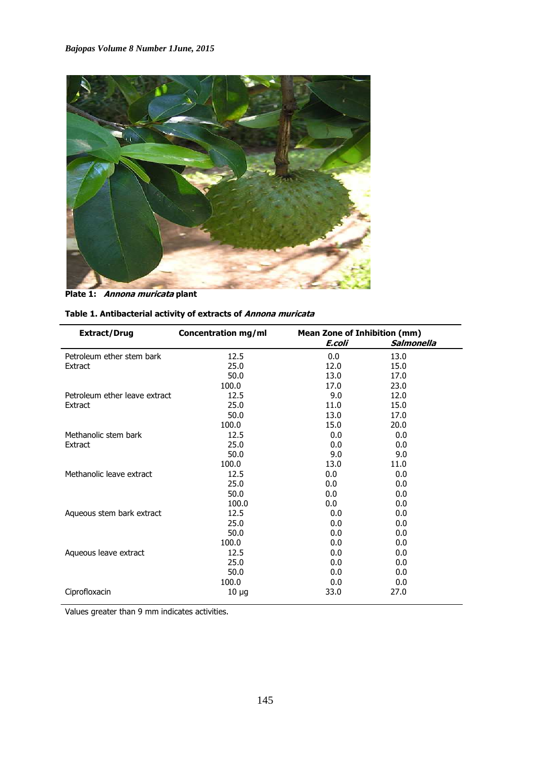Plate 1: *Annona muricata* plant

**Table 1. Antibacterial activity of extracts of *Annona muricata***

| Extract/Drug | Concentration mg/ml | Mean Zone of Inhibition (mm) | |
|---|---|---|---|
| | | *E.coli* | *Salmonella* |
| Petroleum ether stem bark | 12.5 | 0.0 | 13.0 |
| Extract | 25.0 | 12.0 | 15.0 |
| | 50.0 | 13.0 | 17.0 |
| | 100.0 | 17.0 | 23.0 |
| Petroleum ether leave extract | 12.5 | 9.0 | 12.0 |
| Extract | 25.0 | 11.0 | 15.0 |
| | 50.0 | 13.0 | 17.0 |
| | 100.0 | 15.0 | 20.0 |
| Methanolic stem bark | 12.5 | 0.0 | 0.0 |
| Extract | 25.0 | 0.0 | 0.0 |
| | 50.0 | 9.0 | 9.0 |
| | 100.0 | 13.0 | 11.0 |
| Methanolic leave extract | 12.5 | 0.0 | 0.0 |
| | 25.0 | 0.0 | 0.0 |
| | 50.0 | 0.0 | 0.0 |
| | 100.0 | 0.0 | 0.0 |
| Aqueous stem bark extract | 12.5 | 0.0 | 0.0 |
| | 25.0 | 0.0 | 0.0 |
| | 50.0 | 0.0 | 0.0 |
| | 100.0 | 0.0 | 0.0 |
| Aqueous leave extract | 12.5 | 0.0 | 0.0 |
| | 25.0 | 0.0 | 0.0 |
| | 50.0 | 0.0 | 0.0 |
| | 100.0 | 0.0 | 0.0 |
| Ciprofloxacin | 10 µg | 33.0 | 27.0 |

Values greater than 9 mm indicates activities.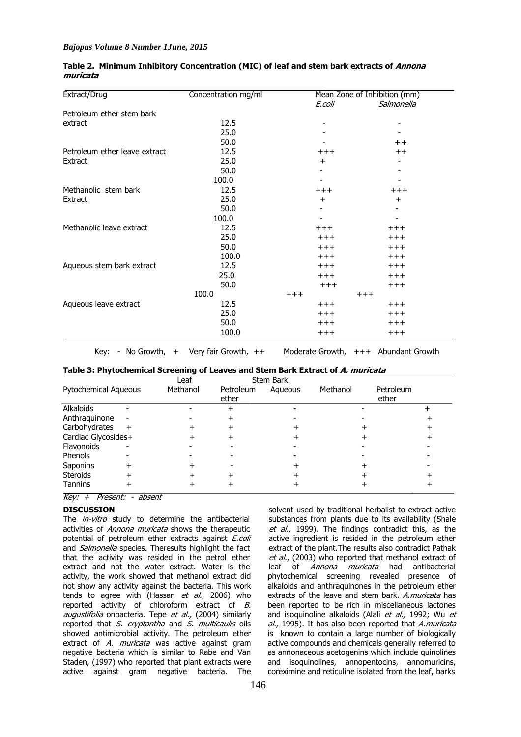**Table 2. Minimum Inhibitory Concentration (MIC) of leaf and stem bark extracts of *Annona muricata***

| Extract/Drug | Concentration mg/ml | Mean Zone of Inhibition (mm) | |
|---|---|---|---|
| | | *E.coli* | *Salmonella* |
| Petroleum ether stem bark extract | 12.5 | - | - |
| | 25.0 | - | - |
| | 50.0 | - | ++ |
| Petroleum ether leave extract Extract | 12.5 | +++ | ++ |
| | 25.0 | + | - |
| | 50.0 | - | - |
| | 100.0 | - | - |
| Methanolic stem bark Extract | 12.5 | +++ | +++ |
| | 25.0 | + | + |
| | 50.0 | - | - |
| | 100.0 | - | - |
| Methanolic leave extract | 12.5 | +++ | +++ |
| | 25.0 | +++ | +++ |
| | 50.0 | +++ | +++ |
| | 100.0 | +++ | +++ |
| Aqueous stem bark extract | 12.5 | +++ | +++ |
| | 25.0 | +++ | +++ |
| | 50.0 | +++ | +++ |
| | 100.0 | +++ | +++ |
| Aqueous leave extract | 12.5 | +++ | +++ |
| | 25.0 | +++ | +++ |
| | 50.0 | +++ | +++ |
| | 100.0 | +++ | +++ |

Key: - No Growth, + Very fair Growth, ++ Moderate Growth, +++ Abundant Growth

**Table 3: Phytochemical Screening of Leaves and Stem Bark Extract of *A. muricata***

| | Leaf | | | Stem Bark | | |
|---|---|---|---|---|---|---|
| Pytochemical | Aqueous | Methanol | Petroleum ether | Aqueous | Methanol | Petroleum ether |
| Alkaloids | - | - | + | - | - | + |
| Anthraquinone | - | - | + | - | - | + |
| Carbohydrates | + | + | + | + | + | + |
| Cardiac Glycosides | + | + | + | + | + | + |
| Flavonoids | - | - | - | - | - | - |
| Phenols | - | - | - | - | - | - |
| Saponins | + | + | - | + | + | - |
| Steroids | + | + | + | + | + | + |
| Tannins | + | + | + | + | + | + |

*Key: + Present: - absent*

**DISCUSSION**

The *in-vitro* study to determine the antibacterial activities of *Annona muricata* shows the therapeutic potential of petroleum ether extracts against *E.coli* and *Salmonella* species. Theresults highlight the fact that the activity was resided in the petrol ether extract and not the water extract. Water is the solvent used by traditional herbalist to extract active substances from plants due to its availability (Shale *et al.,* 1999). The findings contradict this, as the active ingredient is resided in the petroleum ether extract of the plant.The results also contradict Pathak *et al.*, (2003) who reported that methanol extract of leaf of *Annona muricata* had antibacterial activity, the work showed that methanol extract did not show any activity against the bacteria. This work tends to agree with (Hassan *et al.*, 2006) who reported activity of chloroform extract of *B. augustifolia* onbacteria. Tepe *et al.,* (2004) similarly reported that *S. cryptantha* and *S. multicaulis* oils showed antimicrobial activity. The petroleum ether extract of *A. muricata* was active against gram negative bacteria which is similar to Rabe and Van Staden, (1997) who reported that plant extracts were active against gram negative bacteria. The phytochemical screening revealed presence of alkaloids and anthraquinones in the petroleum ether extracts of the leave and stem bark. *A.muricata* has been reported to be rich in miscellaneous lactones and isoquinoline alkaloids (Alali *et al.,* 1992; Wu *et al.,* 1995). It has also been reported that *A.muricata* is known to contain a large number of biologically active compounds and chemicals generally referred to as annonaceous acetogenins which include quinolines and isoquinolines, annopentocins, annomuricins, coreximine and reticuline isolated from the leaf, barks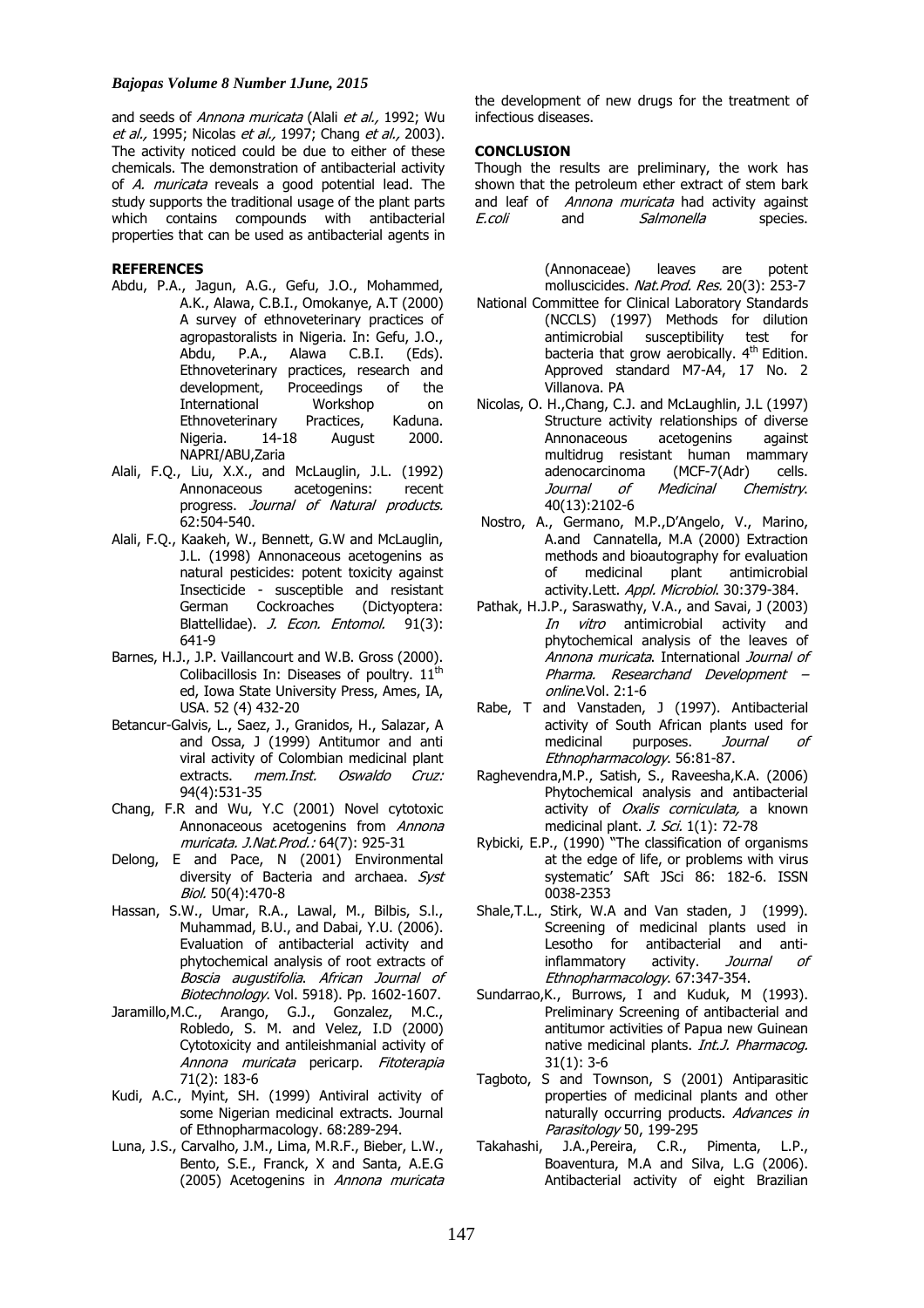and seeds of *Annona muricata* (Alali *et al.,* 1992; Wu *et al.,* 1995; Nicolas *et al.,* 1997; Chang *et al.,* 2003). The activity noticed could be due to either of these chemicals. The demonstration of antibacterial activity of *A. muricata* reveals a good potential lead. The study supports the traditional usage of the plant parts which contains compounds with antibacterial properties that can be used as antibacterial agents in the development of new drugs for the treatment of infectious diseases.

## CONCLUSION

Though the results are preliminary, the work has shown that the petroleum ether extract of stem bark and leaf of *Annona muricata* had activity against *E.coli* and *Salmonella* species.

## REFERENCES

Abdu, P.A., Jagun, A.G., Gefu, J.O., Mohammed, A.K., Alawa, C.B.I., Omokanye, A.T (2000) A survey of ethnoveterinary practices of agropastoralists in Nigeria. In: Gefu, J.O., Abdu, P.A., Alawa C.B.I. (Eds). Ethnoveterinary practices, research and development, Proceedings of the International Workshop on Ethnoveterinary Practices, Kaduna. Nigeria. 14-18 August 2000. NAPRI/ABU,Zaria

Alali, F.Q., Liu, X.X., and McLauglin, J.L. (1992) Annonaceous acetogenins: recent progress. *Journal of Natural products.* 62:504-540.

Alali, F.Q., Kaakeh, W., Bennett, G.W and McLauglin, J.L. (1998) Annonaceous acetogenins as natural pesticides: potent toxicity against Insecticide - susceptible and resistant German Cockroaches (Dictyoptera: Blattellidae). *J. Econ. Entomol.* 91(3): 641-9

Barnes, H.J., J.P. Vaillancourt and W.B. Gross (2000). Colibacillosis In: Diseases of poultry. 11[th] ed, Iowa State University Press, Ames, IA, USA. 52 (4) 432-20

Betancur-Galvis, L., Saez, J., Granidos, H., Salazar, A and Ossa, J (1999) Antitumor and anti viral activity of Colombian medicinal plant extracts. *mem.Inst. Oswaldo Cruz:* 94(4):531-35

Chang, F.R and Wu, Y.C (2001) Novel cytotoxic Annonaceous acetogenins from *Annona muricata. J.Nat.Prod.:* 64(7): 925-31

Delong, E and Pace, N (2001) Environmental diversity of Bacteria and archaea. *Syst Biol.* 50(4):470-8

Hassan, S.W., Umar, R.A., Lawal, M., Bilbis, S.l., Muhammad, B.U., and Dabai, Y.U. (2006). Evaluation of antibacterial activity and phytochemical analysis of root extracts of *Boscia augustifolia*. *African Journal of Biotechnology*. Vol. 5918). Pp. 1602-1607.

Jaramillo,M.C., Arango, G.J., Gonzalez, M.C., Robledo, S. M. and Velez, I.D (2000) Cytotoxicity and antileishmanial activity of *Annona muricata* pericarp. *Fitoterapia* 71(2): 183-6

Kudi, A.C., Myint, SH. (1999) Antiviral activity of some Nigerian medicinal extracts. Journal of Ethnopharmacology. 68:289-294.

Luna, J.S., Carvalho, J.M., Lima, M.R.F., Bieber, L.W., Bento, S.E., Franck, X and Santa, A.E.G (2005) Acetogenins in *Annona muricata* (Annonaceae) leaves are potent molluscicides. *Nat.Prod. Res.* 20(3): 253-7

National Committee for Clinical Laboratory Standards (NCCLS) (1997) Methods for dilution antimicrobial susceptibility test for bacteria that grow aerobically. 4[th] Edition. Approved standard M7-A4, 17 No. 2 Villanova. PA

Nicolas, O. H.,Chang, C.J. and McLaughlin, J.L (1997) Structure activity relationships of diverse Annonaceous acetogenins against multidrug resistant human mammary adenocarcinoma (MCF-7(Adr) cells. *Journal of Medicinal Chemistry*. 40(13):2102-6

Nostro, A., Germano, M.P.,D'Angelo, V., Marino, A.and Cannatella, M.A (2000) Extraction methods and bioautography for evaluation of medicinal plant antimicrobial activity.Lett. *Appl. Microbiol*. 30:379-384.

Pathak, H.J.P., Saraswathy, V.A., and Savai, J (2003) *In vitro* antimicrobial activity and phytochemical analysis of the leaves of *Annona muricata*. International *Journal of Pharma. Researchand Development – online*.Vol. 2:1-6

Rabe, T and Vanstaden, J (1997). Antibacterial activity of South African plants used for medicinal purposes. *Journal of Ethnopharmacology*. 56:81-87.

Raghevendra,M.P., Satish, S., Raveesha,K.A. (2006) Phytochemical analysis and antibacterial activity of *Oxalis corniculata,* a known medicinal plant. *J. Sci.* 1(1): 72-78

Rybicki, E.P., (1990) "The classification of organisms at the edge of life, or problems with virus systematic' SAft JSci 86: 182-6. ISSN 0038-2353

Shale,T.L., Stirk, W.A and Van staden, J (1999). Screening of medicinal plants used in Lesotho for antibacterial and anti-inflammatory activity. *Journal of Ethnopharmacology*. 67:347-354.

Sundarrao,K., Burrows, I and Kuduk, M (1993). Preliminary Screening of antibacterial and antitumor activities of Papua new Guinean native medicinal plants. *Int.J. Pharmacog.* 31(1): 3-6

Tagboto, S and Townson, S (2001) Antiparasitic properties of medicinal plants and other naturally occurring products. *Advances in Parasitology* 50, 199-295

Takahashi, J.A.,Pereira, C.R., Pimenta, L.P., Boaventura, M.A and Silva, L.G (2006). Antibacterial activity of eight Brazilian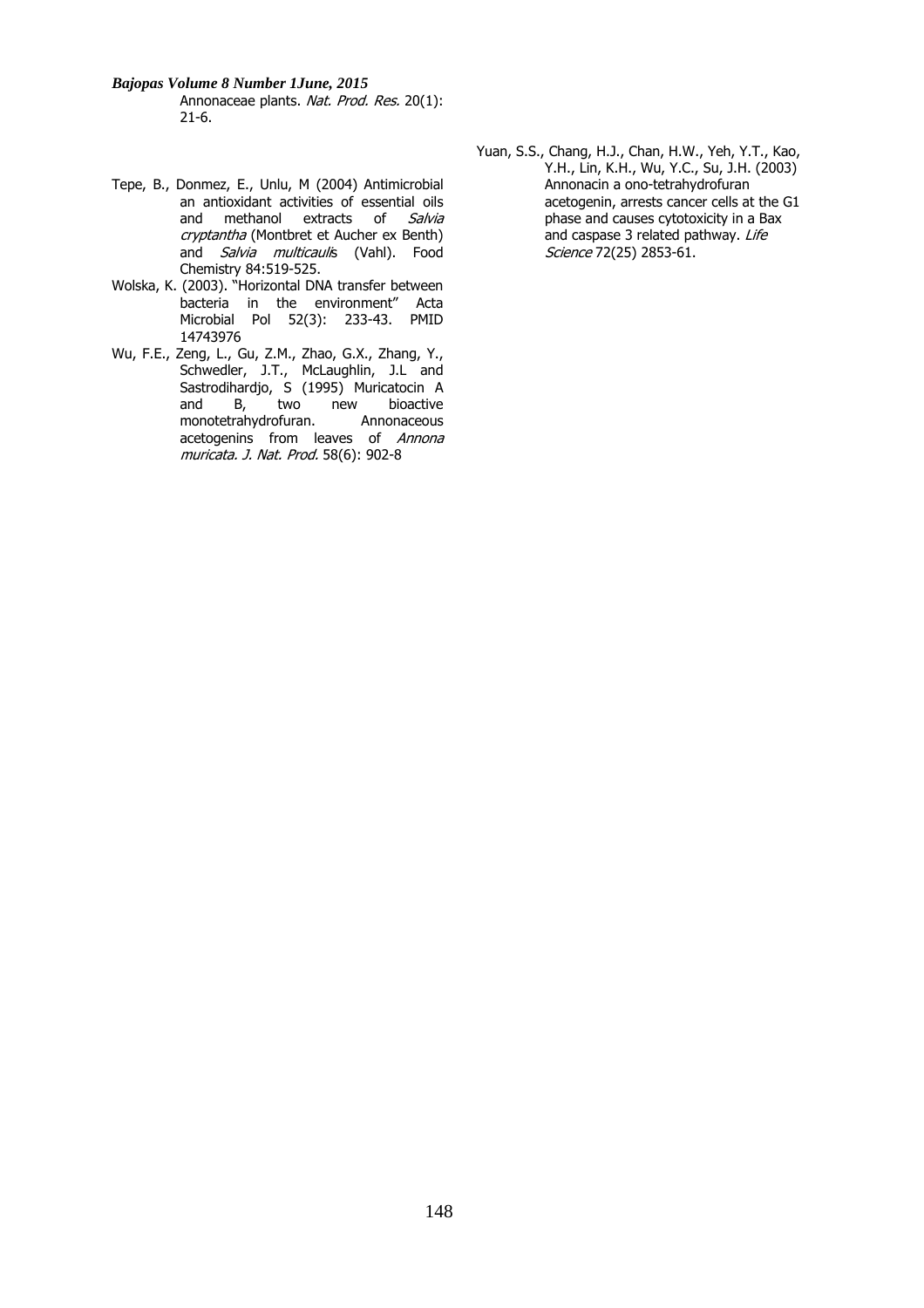Annonaceae plants. *Nat. Prod. Res.* 20(1): 21-6.

Tepe, B., Donmez, E., Unlu, M (2004) Antimicrobial an antioxidant activities of essential oils and methanol extracts of *Salvia cryptantha* (Montbret et Aucher ex Benth) and *Salvia multicaulis* (Vahl). Food Chemistry 84:519-525.

Wolska, K. (2003). "Horizontal DNA transfer between bacteria in the environment" Acta Microbial Pol 52(3): 233-43. PMID 14743976

Wu, F.E., Zeng, L., Gu, Z.M., Zhao, G.X., Zhang, Y., Schwedler, J.T., McLaughlin, J.L and Sastrodihardjo, S (1995) Muricatocin A and B, two new bioactive monotetrahydrofuran. Annonaceous acetogenins from leaves of *Annona muricata. J. Nat. Prod.* 58(6): 902-8

Yuan, S.S., Chang, H.J., Chan, H.W., Yeh, Y.T., Kao, Y.H., Lin, K.H., Wu, Y.C., Su, J.H. (2003) Annonacin a ono-tetrahydrofuran acetogenin, arrests cancer cells at the G1 phase and causes cytotoxicity in a Bax and caspase 3 related pathway. *Life Science* 72(25) 2853-61.